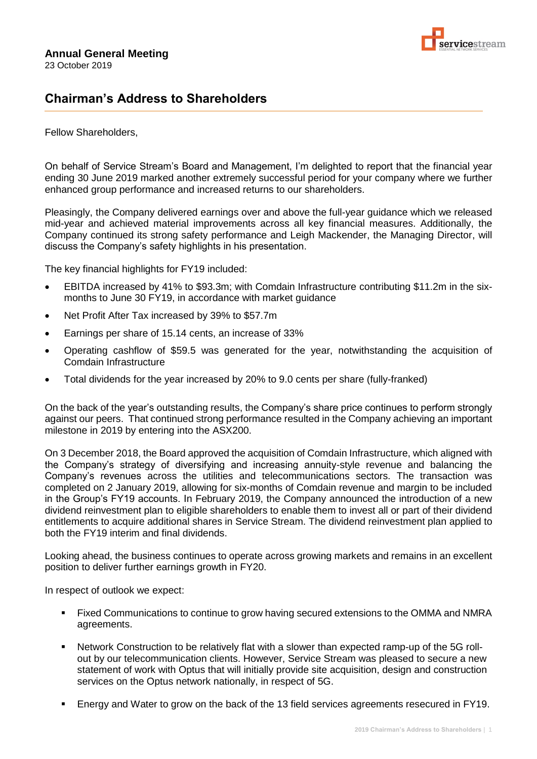**Annual General Meeting**

23 October 2019

## Chairman's Address to Shareholders

Fellow Shareholders,

On behalf of Service Stream's Board and Management, I'm delighted to report that the financial year ending 30 June 2019 marked another extremely successful period for your company where we further enhanced group performance and increased returns to our shareholders.

Pleasingly, the Company delivered earnings over and above the full-year guidance which we released mid-year and achieved material improvements across all key financial measures. Additionally, the Company continued its strong safety performance and Leigh Mackender, the Managing Director, will discuss the Company's safety highlights in his presentation.

The key financial highlights for FY19 included:

- EBITDA increased by 41% to $93.3m; with Comdain Infrastructure contributing $11.2m in the six-months to June 30 FY19, in accordance with market guidance
- Net Profit After Tax increased by 39% to $57.7m
- Earnings per share of 15.14 cents, an increase of 33%
- Operating cashflow of $59.5 was generated for the year, notwithstanding the acquisition of Comdain Infrastructure
- Total dividends for the year increased by 20% to 9.0 cents per share (fully-franked)

On the back of the year's outstanding results, the Company's share price continues to perform strongly against our peers. That continued strong performance resulted in the Company achieving an important milestone in 2019 by entering into the ASX200.

On 3 December 2018, the Board approved the acquisition of Comdain Infrastructure, which aligned with the Company's strategy of diversifying and increasing annuity-style revenue and balancing the Company's revenues across the utilities and telecommunications sectors. The transaction was completed on 2 January 2019, allowing for six-months of Comdain revenue and margin to be included in the Group's FY19 accounts. In February 2019, the Company announced the introduction of a new dividend reinvestment plan to eligible shareholders to enable them to invest all or part of their dividend entitlements to acquire additional shares in Service Stream. The dividend reinvestment plan applied to both the FY19 interim and final dividends.

Looking ahead, the business continues to operate across growing markets and remains in an excellent position to deliver further earnings growth in FY20.

In respect of outlook we expect:

- Fixed Communications to continue to grow having secured extensions to the OMMA and NMRA agreements.
- Network Construction to be relatively flat with a slower than expected ramp-up of the 5G roll-out by our telecommunication clients. However, Service Stream was pleased to secure a new statement of work with Optus that will initially provide site acquisition, design and construction services on the Optus network nationally, in respect of 5G.
- Energy and Water to grow on the back of the 13 field services agreements resecured in FY19.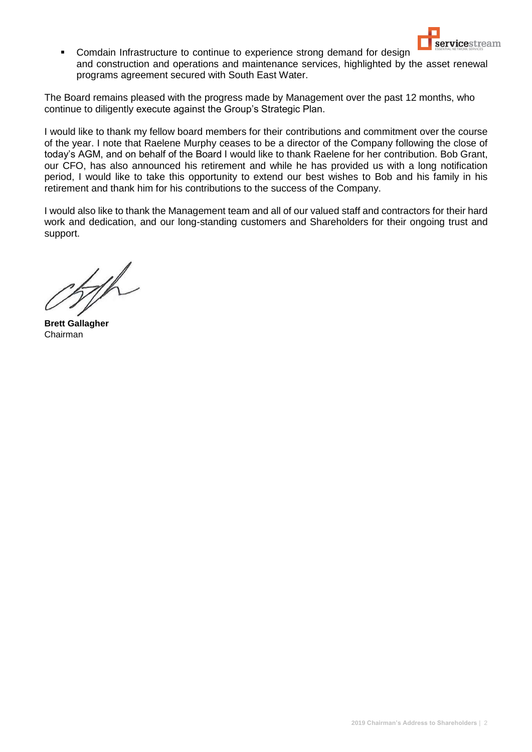- Comdain Infrastructure to continue to experience strong demand for design and construction and operations and maintenance services, highlighted by the asset renewal programs agreement secured with South East Water.

The Board remains pleased with the progress made by Management over the past 12 months, who continue to diligently execute against the Group's Strategic Plan.

I would like to thank my fellow board members for their contributions and commitment over the course of the year. I note that Raelene Murphy ceases to be a director of the Company following the close of today's AGM, and on behalf of the Board I would like to thank Raelene for her contribution. Bob Grant, our CFO, has also announced his retirement and while he has provided us with a long notification period, I would like to take this opportunity to extend our best wishes to Bob and his family in his retirement and thank him for his contributions to the success of the Company.

I would also like to thank the Management team and all of our valued staff and contractors for their hard work and dedication, and our long-standing customers and Shareholders for their ongoing trust and support.

**Brett Gallagher**
Chairman